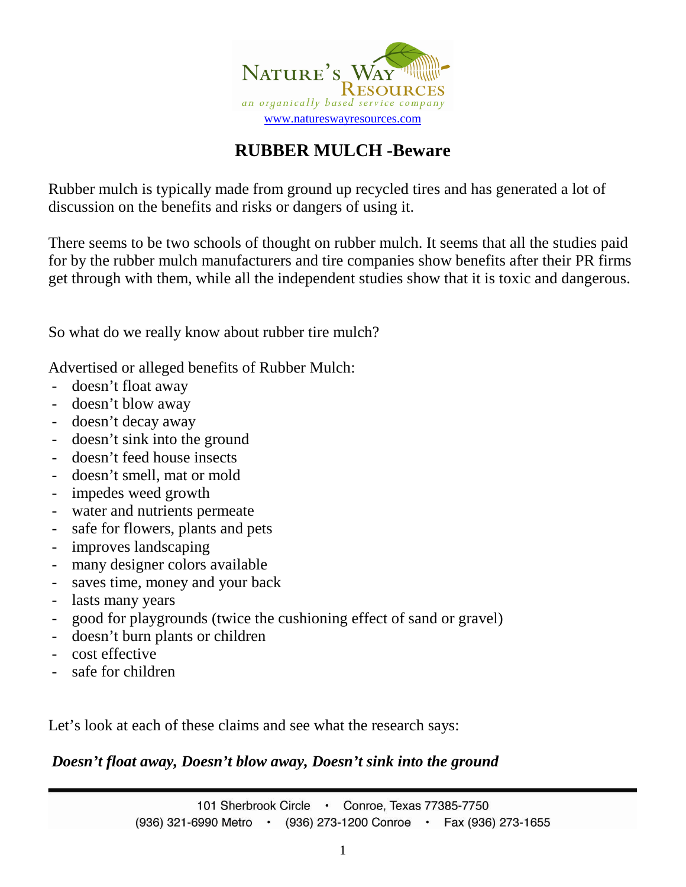NATURE'S WAY RESOURCES

*an organically based service company*

www.natureswayresources.com

# RUBBER MULCH -Beware

Rubber mulch is typically made from ground up recycled tires and has generated a lot of discussion on the benefits and risks or dangers of using it.

There seems to be two schools of thought on rubber mulch. It seems that all the studies paid for by the rubber mulch manufacturers and tire companies show benefits after their PR firms get through with them, while all the independent studies show that it is toxic and dangerous.

So what do we really know about rubber tire mulch?

Advertised or alleged benefits of Rubber Mulch:

- doesn't float away
- doesn't blow away
- doesn't decay away
- doesn't sink into the ground
- doesn't feed house insects
- doesn't smell, mat or mold
- impedes weed growth
- water and nutrients permeate
- safe for flowers, plants and pets
- improves landscaping
- many designer colors available
- saves time, money and your back
- lasts many years
- good for playgrounds (twice the cushioning effect of sand or gravel)
- doesn't burn plants or children
- cost effective
- safe for children

Let's look at each of these claims and see what the research says:

***Doesn't float away, Doesn't blow away, Doesn't sink into the ground***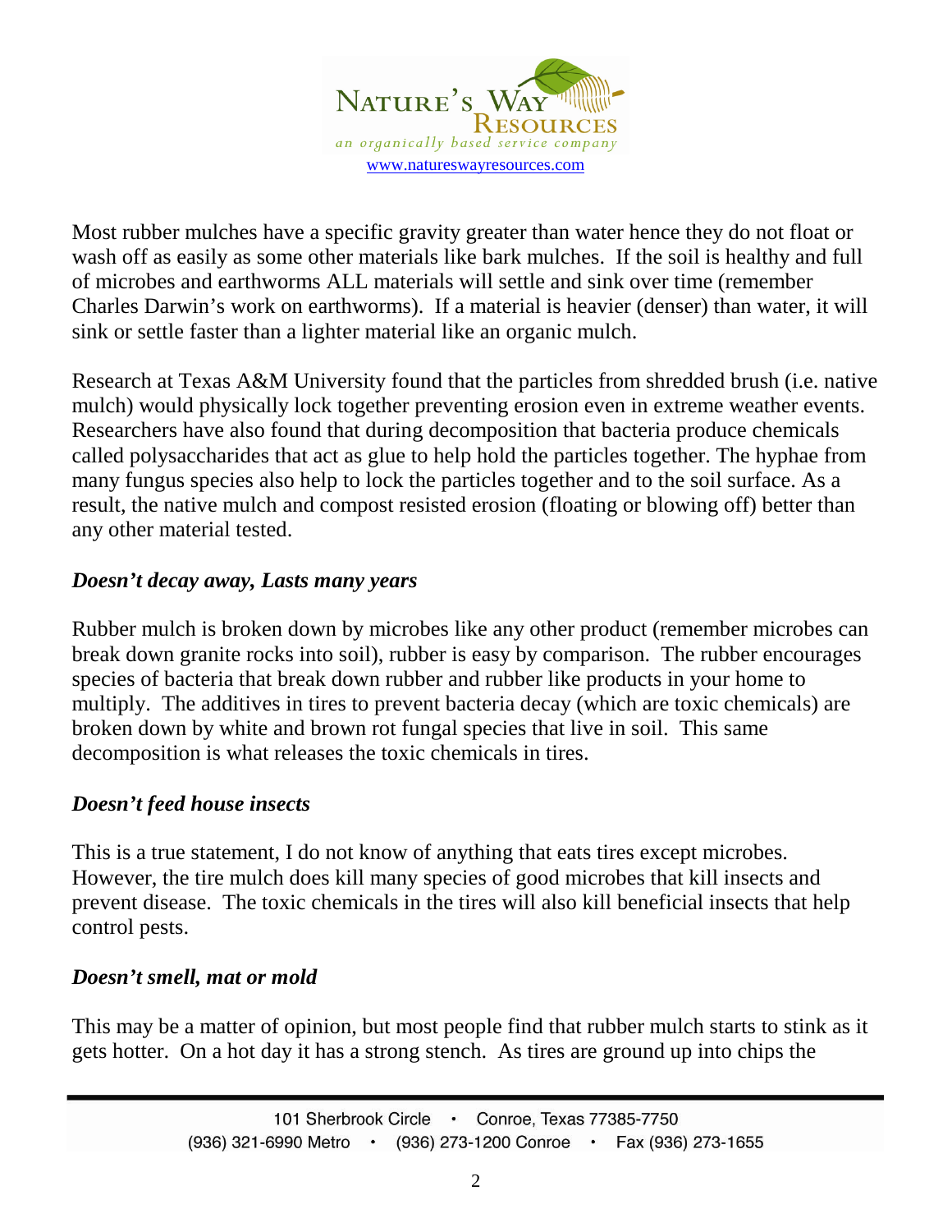Most rubber mulches have a specific gravity greater than water hence they do not float or wash off as easily as some other materials like bark mulches. If the soil is healthy and full of microbes and earthworms ALL materials will settle and sink over time (remember Charles Darwin's work on earthworms). If a material is heavier (denser) than water, it will sink or settle faster than a lighter material like an organic mulch.

Research at Texas A&M University found that the particles from shredded brush (i.e. native mulch) would physically lock together preventing erosion even in extreme weather events. Researchers have also found that during decomposition that bacteria produce chemicals called polysaccharides that act as glue to help hold the particles together. The hyphae from many fungus species also help to lock the particles together and to the soil surface. As a result, the native mulch and compost resisted erosion (floating or blowing off) better than any other material tested.

***Doesn't decay away, Lasts many years***

Rubber mulch is broken down by microbes like any other product (remember microbes can break down granite rocks into soil), rubber is easy by comparison. The rubber encourages species of bacteria that break down rubber and rubber like products in your home to multiply. The additives in tires to prevent bacteria decay (which are toxic chemicals) are broken down by white and brown rot fungal species that live in soil. This same decomposition is what releases the toxic chemicals in tires.

***Doesn't feed house insects***

This is a true statement, I do not know of anything that eats tires except microbes. However, the tire mulch does kill many species of good microbes that kill insects and prevent disease. The toxic chemicals in the tires will also kill beneficial insects that help control pests.

***Doesn't smell, mat or mold***

This may be a matter of opinion, but most people find that rubber mulch starts to stink as it gets hotter. On a hot day it has a strong stench. As tires are ground up into chips the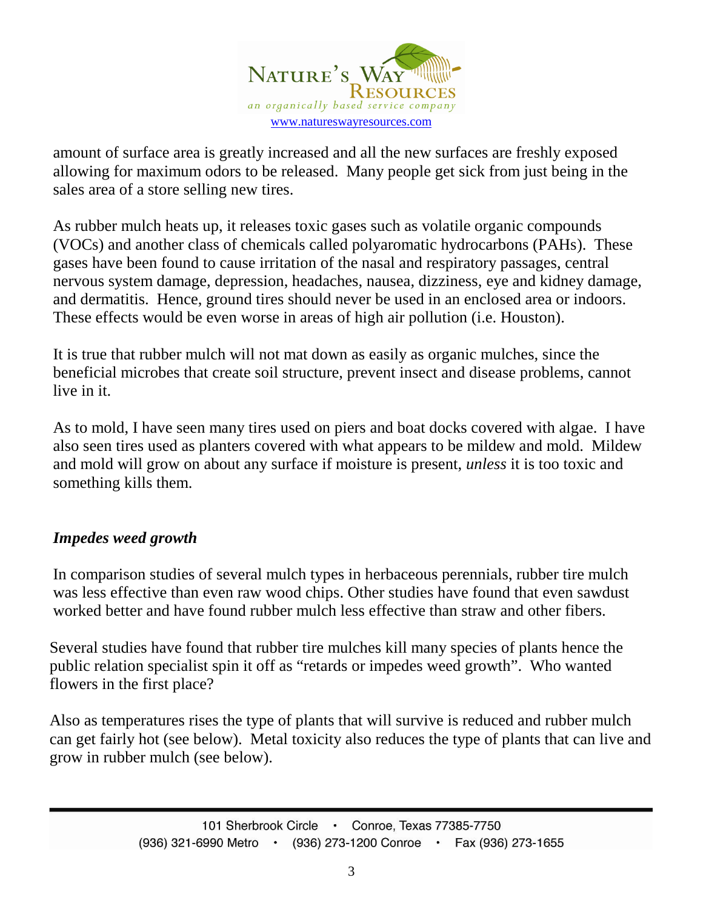amount of surface area is greatly increased and all the new surfaces are freshly exposed allowing for maximum odors to be released. Many people get sick from just being in the sales area of a store selling new tires.

As rubber mulch heats up, it releases toxic gases such as volatile organic compounds (VOCs) and another class of chemicals called polyaromatic hydrocarbons (PAHs). These gases have been found to cause irritation of the nasal and respiratory passages, central nervous system damage, depression, headaches, nausea, dizziness, eye and kidney damage, and dermatitis. Hence, ground tires should never be used in an enclosed area or indoors. These effects would be even worse in areas of high air pollution (i.e. Houston).

It is true that rubber mulch will not mat down as easily as organic mulches, since the beneficial microbes that create soil structure, prevent insect and disease problems, cannot live in it.

As to mold, I have seen many tires used on piers and boat docks covered with algae. I have also seen tires used as planters covered with what appears to be mildew and mold. Mildew and mold will grow on about any surface if moisture is present, *unless* it is too toxic and something kills them.

### *Impedes weed growth*

In comparison studies of several mulch types in herbaceous perennials, rubber tire mulch was less effective than even raw wood chips. Other studies have found that even sawdust worked better and have found rubber mulch less effective than straw and other fibers.

Several studies have found that rubber tire mulches kill many species of plants hence the public relation specialist spin it off as "retards or impedes weed growth". Who wanted flowers in the first place?

Also as temperatures rises the type of plants that will survive is reduced and rubber mulch can get fairly hot (see below). Metal toxicity also reduces the type of plants that can live and grow in rubber mulch (see below).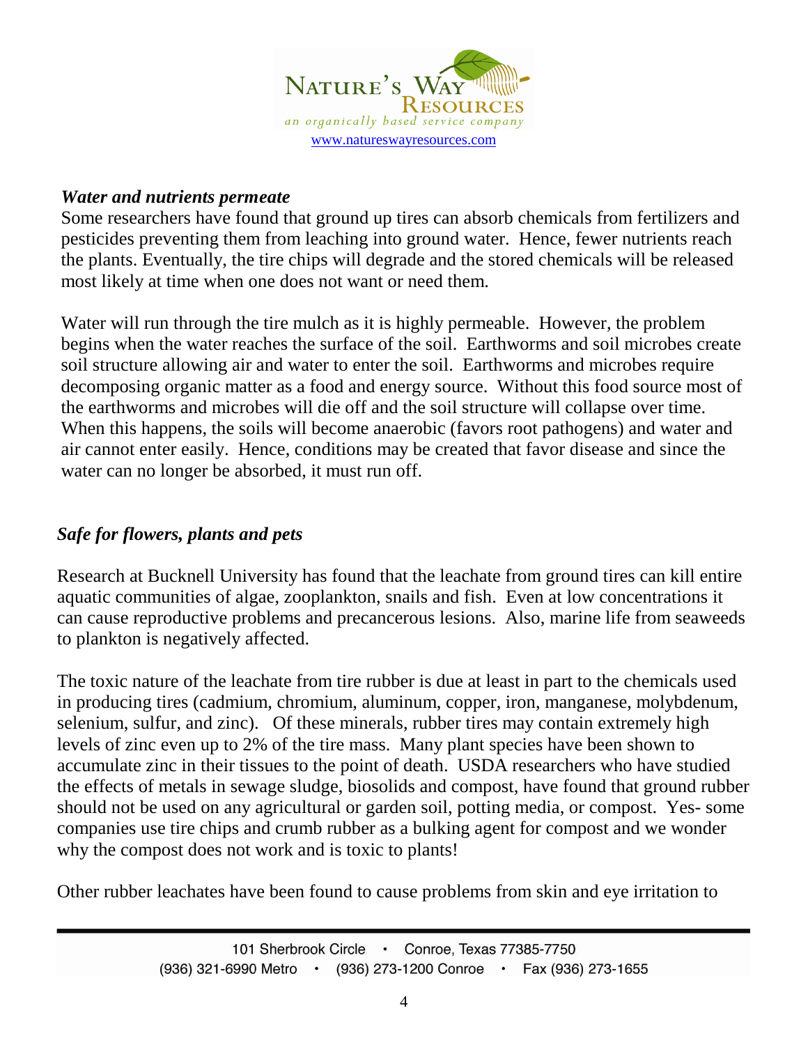### *Water and nutrients permeate*

Some researchers have found that ground up tires can absorb chemicals from fertilizers and pesticides preventing them from leaching into ground water. Hence, fewer nutrients reach the plants. Eventually, the tire chips will degrade and the stored chemicals will be released most likely at time when one does not want or need them.

Water will run through the tire mulch as it is highly permeable. However, the problem begins when the water reaches the surface of the soil. Earthworms and soil microbes create soil structure allowing air and water to enter the soil. Earthworms and microbes require decomposing organic matter as a food and energy source. Without this food source most of the earthworms and microbes will die off and the soil structure will collapse over time. When this happens, the soils will become anaerobic (favors root pathogens) and water and air cannot enter easily. Hence, conditions may be created that favor disease and since the water can no longer be absorbed, it must run off.

### *Safe for flowers, plants and pets*

Research at Bucknell University has found that the leachate from ground tires can kill entire aquatic communities of algae, zooplankton, snails and fish. Even at low concentrations it can cause reproductive problems and precancerous lesions. Also, marine life from seaweeds to plankton is negatively affected.

The toxic nature of the leachate from tire rubber is due at least in part to the chemicals used in producing tires (cadmium, chromium, aluminum, copper, iron, manganese, molybdenum, selenium, sulfur, and zinc). Of these minerals, rubber tires may contain extremely high levels of zinc even up to 2% of the tire mass. Many plant species have been shown to accumulate zinc in their tissues to the point of death. USDA researchers who have studied the effects of metals in sewage sludge, biosolids and compost, have found that ground rubber should not be used on any agricultural or garden soil, potting media, or compost. Yes- some companies use tire chips and crumb rubber as a bulking agent for compost and we wonder why the compost does not work and is toxic to plants!

Other rubber leachates have been found to cause problems from skin and eye irritation to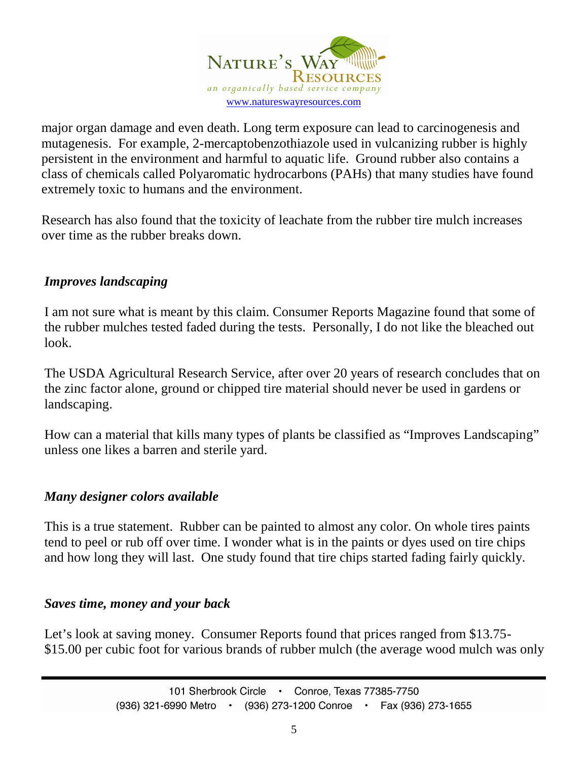major organ damage and even death. Long term exposure can lead to carcinogenesis and mutagenesis. For example, 2-mercaptobenzothiazole used in vulcanizing rubber is highly persistent in the environment and harmful to aquatic life. Ground rubber also contains a class of chemicals called Polyaromatic hydrocarbons (PAHs) that many studies have found extremely toxic to humans and the environment.

Research has also found that the toxicity of leachate from the rubber tire mulch increases over time as the rubber breaks down.

***Improves landscaping***

I am not sure what is meant by this claim. Consumer Reports Magazine found that some of the rubber mulches tested faded during the tests. Personally, I do not like the bleached out look.

The USDA Agricultural Research Service, after over 20 years of research concludes that on the zinc factor alone, ground or chipped tire material should never be used in gardens or landscaping.

How can a material that kills many types of plants be classified as "Improves Landscaping" unless one likes a barren and sterile yard.

***Many designer colors available***

This is a true statement. Rubber can be painted to almost any color. On whole tires paints tend to peel or rub off over time. I wonder what is in the paints or dyes used on tire chips and how long they will last. One study found that tire chips started fading fairly quickly.

***Saves time, money and your back***

Let's look at saving money. Consumer Reports found that prices ranged from $13.75-$15.00 per cubic foot for various brands of rubber mulch (the average wood mulch was only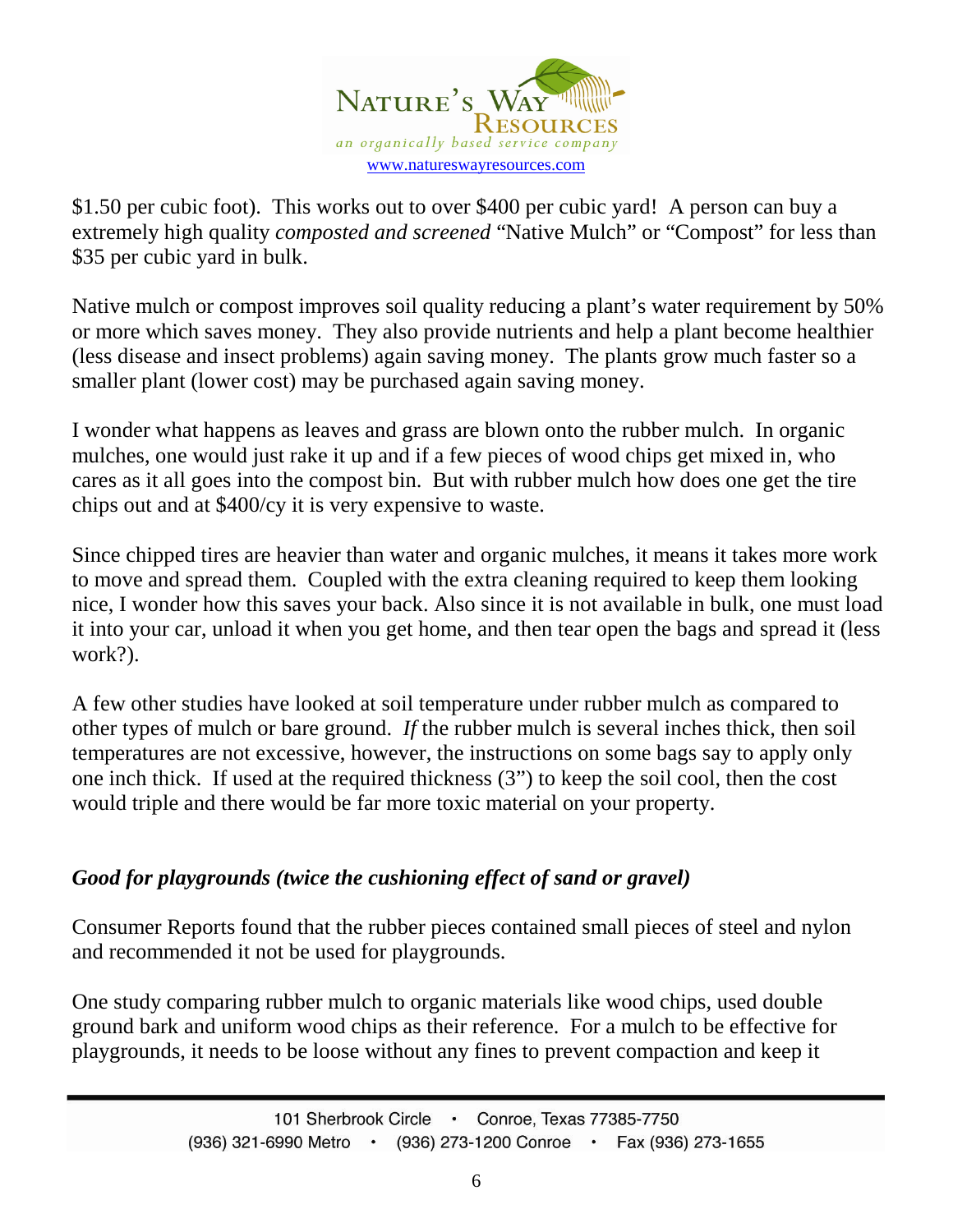$1.50 per cubic foot). This works out to over $400 per cubic yard! A person can buy a extremely high quality *composted and screened* "Native Mulch" or "Compost" for less than $35 per cubic yard in bulk.

Native mulch or compost improves soil quality reducing a plant's water requirement by 50% or more which saves money. They also provide nutrients and help a plant become healthier (less disease and insect problems) again saving money. The plants grow much faster so a smaller plant (lower cost) may be purchased again saving money.

I wonder what happens as leaves and grass are blown onto the rubber mulch. In organic mulches, one would just rake it up and if a few pieces of wood chips get mixed in, who cares as it all goes into the compost bin. But with rubber mulch how does one get the tire chips out and at $400/cy it is very expensive to waste.

Since chipped tires are heavier than water and organic mulches, it means it takes more work to move and spread them. Coupled with the extra cleaning required to keep them looking nice, I wonder how this saves your back. Also since it is not available in bulk, one must load it into your car, unload it when you get home, and then tear open the bags and spread it (less work?).

A few other studies have looked at soil temperature under rubber mulch as compared to other types of mulch or bare ground. *If* the rubber mulch is several inches thick, then soil temperatures are not excessive, however, the instructions on some bags say to apply only one inch thick. If used at the required thickness (3") to keep the soil cool, then the cost would triple and there would be far more toxic material on your property.

### *Good for playgrounds (twice the cushioning effect of sand or gravel)*

Consumer Reports found that the rubber pieces contained small pieces of steel and nylon and recommended it not be used for playgrounds.

One study comparing rubber mulch to organic materials like wood chips, used double ground bark and uniform wood chips as their reference. For a mulch to be effective for playgrounds, it needs to be loose without any fines to prevent compaction and keep it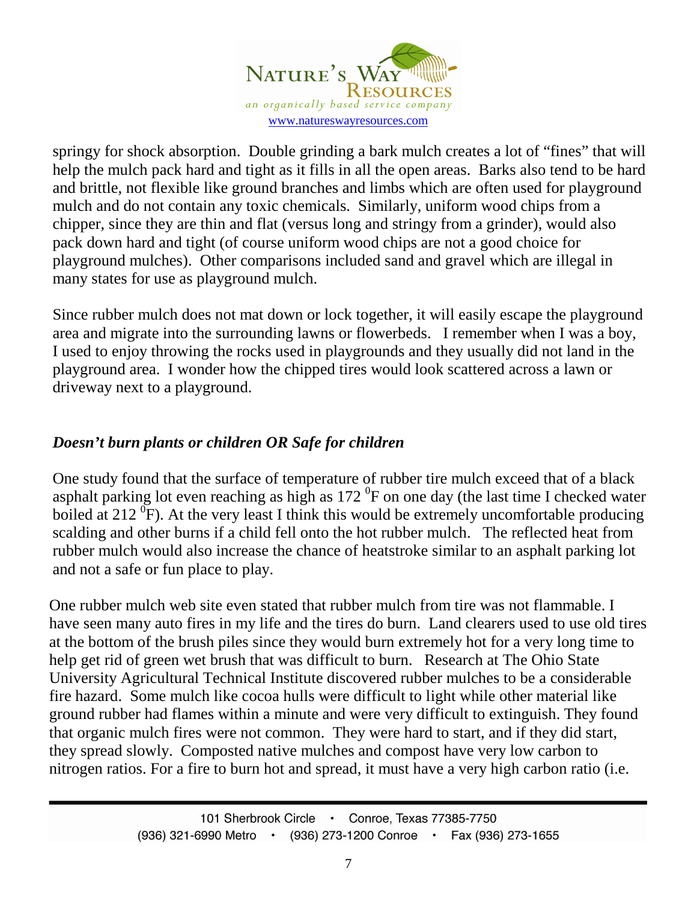springy for shock absorption. Double grinding a bark mulch creates a lot of "fines" that will help the mulch pack hard and tight as it fills in all the open areas. Barks also tend to be hard and brittle, not flexible like ground branches and limbs which are often used for playground mulch and do not contain any toxic chemicals. Similarly, uniform wood chips from a chipper, since they are thin and flat (versus long and stringy from a grinder), would also pack down hard and tight (of course uniform wood chips are not a good choice for playground mulches). Other comparisons included sand and gravel which are illegal in many states for use as playground mulch.

Since rubber mulch does not mat down or lock together, it will easily escape the playground area and migrate into the surrounding lawns or flowerbeds. I remember when I was a boy, I used to enjoy throwing the rocks used in playgrounds and they usually did not land in the playground area. I wonder how the chipped tires would look scattered across a lawn or driveway next to a playground.

### *Doesn't burn plants or children OR Safe for children*

One study found that the surface of temperature of rubber tire mulch exceed that of a black asphalt parking lot even reaching as high as 172 $^{0}$F on one day (the last time I checked water boiled at 212 $^{0}$F). At the very least I think this would be extremely uncomfortable producing scalding and other burns if a child fell onto the hot rubber mulch. The reflected heat from rubber mulch would also increase the chance of heatstroke similar to an asphalt parking lot and not a safe or fun place to play.

One rubber mulch web site even stated that rubber mulch from tire was not flammable. I have seen many auto fires in my life and the tires do burn. Land clearers used to use old tires at the bottom of the brush piles since they would burn extremely hot for a very long time to help get rid of green wet brush that was difficult to burn. Research at The Ohio State University Agricultural Technical Institute discovered rubber mulches to be a considerable fire hazard. Some mulch like cocoa hulls were difficult to light while other material like ground rubber had flames within a minute and were very difficult to extinguish. They found that organic mulch fires were not common. They were hard to start, and if they did start, they spread slowly. Composted native mulches and compost have very low carbon to nitrogen ratios. For a fire to burn hot and spread, it must have a very high carbon ratio (i.e.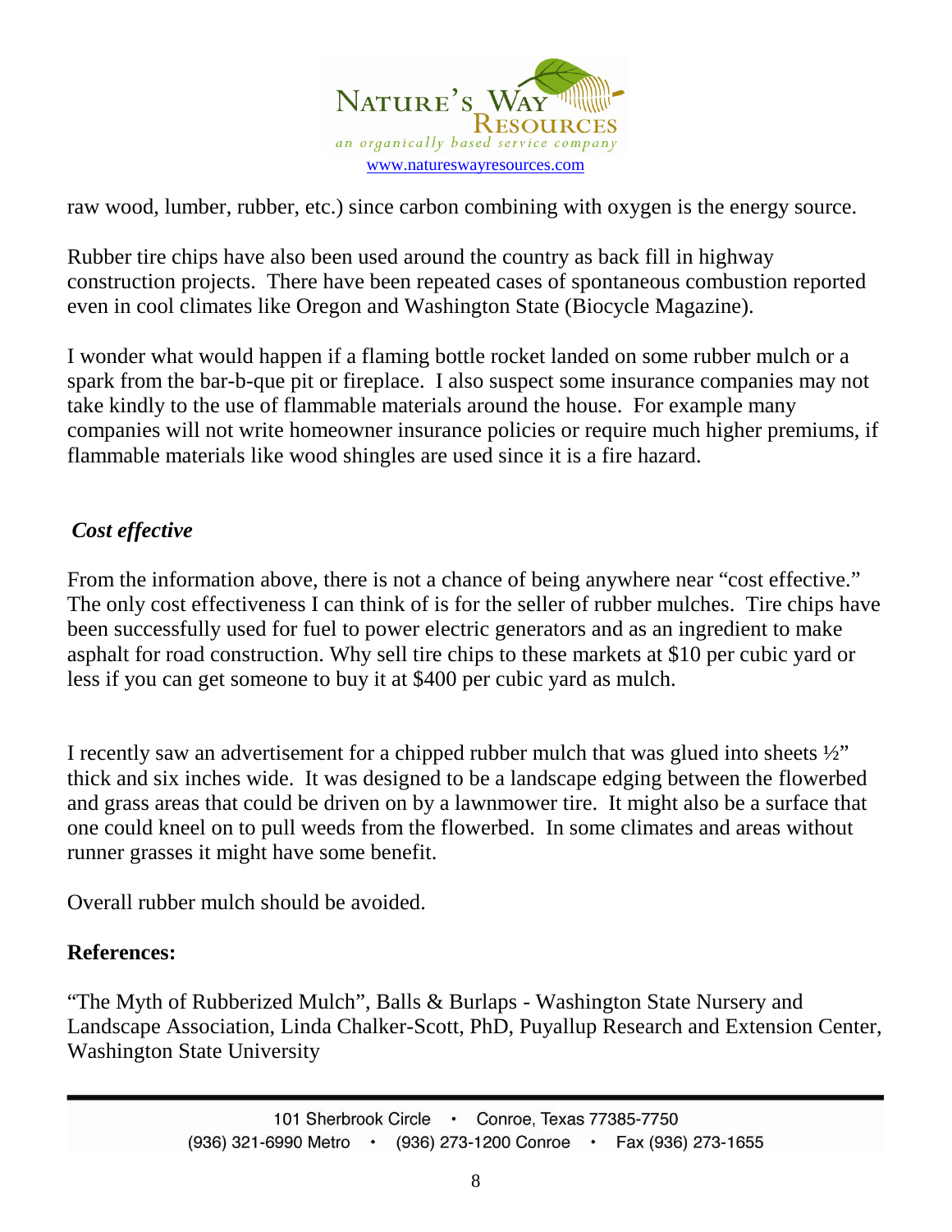raw wood, lumber, rubber, etc.) since carbon combining with oxygen is the energy source.

Rubber tire chips have also been used around the country as back fill in highway construction projects. There have been repeated cases of spontaneous combustion reported even in cool climates like Oregon and Washington State (Biocycle Magazine).

I wonder what would happen if a flaming bottle rocket landed on some rubber mulch or a spark from the bar-b-que pit or fireplace. I also suspect some insurance companies may not take kindly to the use of flammable materials around the house. For example many companies will not write homeowner insurance policies or require much higher premiums, if flammable materials like wood shingles are used since it is a fire hazard.

***Cost effective***

From the information above, there is not a chance of being anywhere near "cost effective." The only cost effectiveness I can think of is for the seller of rubber mulches. Tire chips have been successfully used for fuel to power electric generators and as an ingredient to make asphalt for road construction. Why sell tire chips to these markets at $10 per cubic yard or less if you can get someone to buy it at $400 per cubic yard as mulch.

I recently saw an advertisement for a chipped rubber mulch that was glued into sheets ½" thick and six inches wide. It was designed to be a landscape edging between the flowerbed and grass areas that could be driven on by a lawnmower tire. It might also be a surface that one could kneel on to pull weeds from the flowerbed. In some climates and areas without runner grasses it might have some benefit.

Overall rubber mulch should be avoided.

**References:**

"The Myth of Rubberized Mulch", Balls & Burlaps - Washington State Nursery and Landscape Association, Linda Chalker-Scott, PhD, Puyallup Research and Extension Center, Washington State University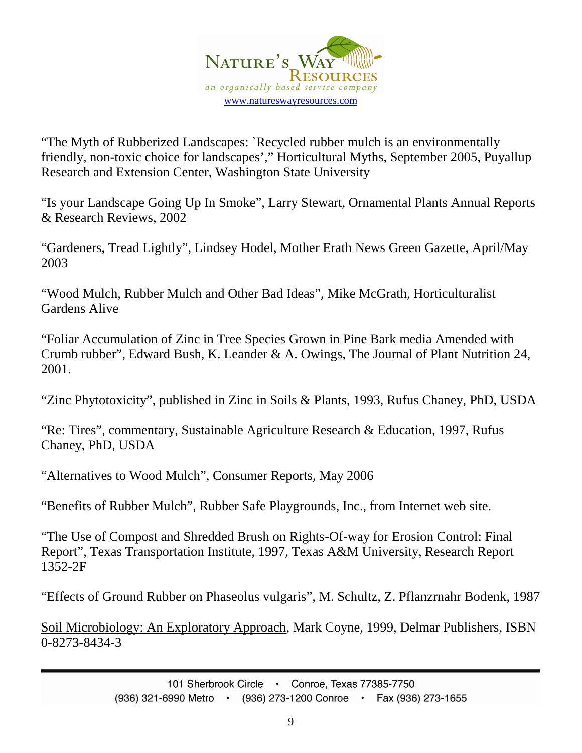"The Myth of Rubberized Landscapes: `Recycled rubber mulch is an environmentally friendly, non-toxic choice for landscapes'," Horticultural Myths, September 2005, Puyallup Research and Extension Center, Washington State University

"Is your Landscape Going Up In Smoke", Larry Stewart, Ornamental Plants Annual Reports & Research Reviews, 2002

"Gardeners, Tread Lightly", Lindsey Hodel, Mother Erath News Green Gazette, April/May 2003

"Wood Mulch, Rubber Mulch and Other Bad Ideas", Mike McGrath, Horticulturalist Gardens Alive

"Foliar Accumulation of Zinc in Tree Species Grown in Pine Bark media Amended with Crumb rubber", Edward Bush, K. Leander & A. Owings, The Journal of Plant Nutrition 24, 2001.

"Zinc Phytotoxicity", published in Zinc in Soils & Plants, 1993, Rufus Chaney, PhD, USDA

"Re: Tires", commentary, Sustainable Agriculture Research & Education, 1997, Rufus Chaney, PhD, USDA

"Alternatives to Wood Mulch", Consumer Reports, May 2006

"Benefits of Rubber Mulch", Rubber Safe Playgrounds, Inc., from Internet web site.

"The Use of Compost and Shredded Brush on Rights-Of-way for Erosion Control: Final Report", Texas Transportation Institute, 1997, Texas A&M University, Research Report 1352-2F

"Effects of Ground Rubber on Phaseolus vulgaris", M. Schultz, Z. Pflanzrnahr Bodenk, 1987

Soil Microbiology: An Exploratory Approach, Mark Coyne, 1999, Delmar Publishers, ISBN 0-8273-8434-3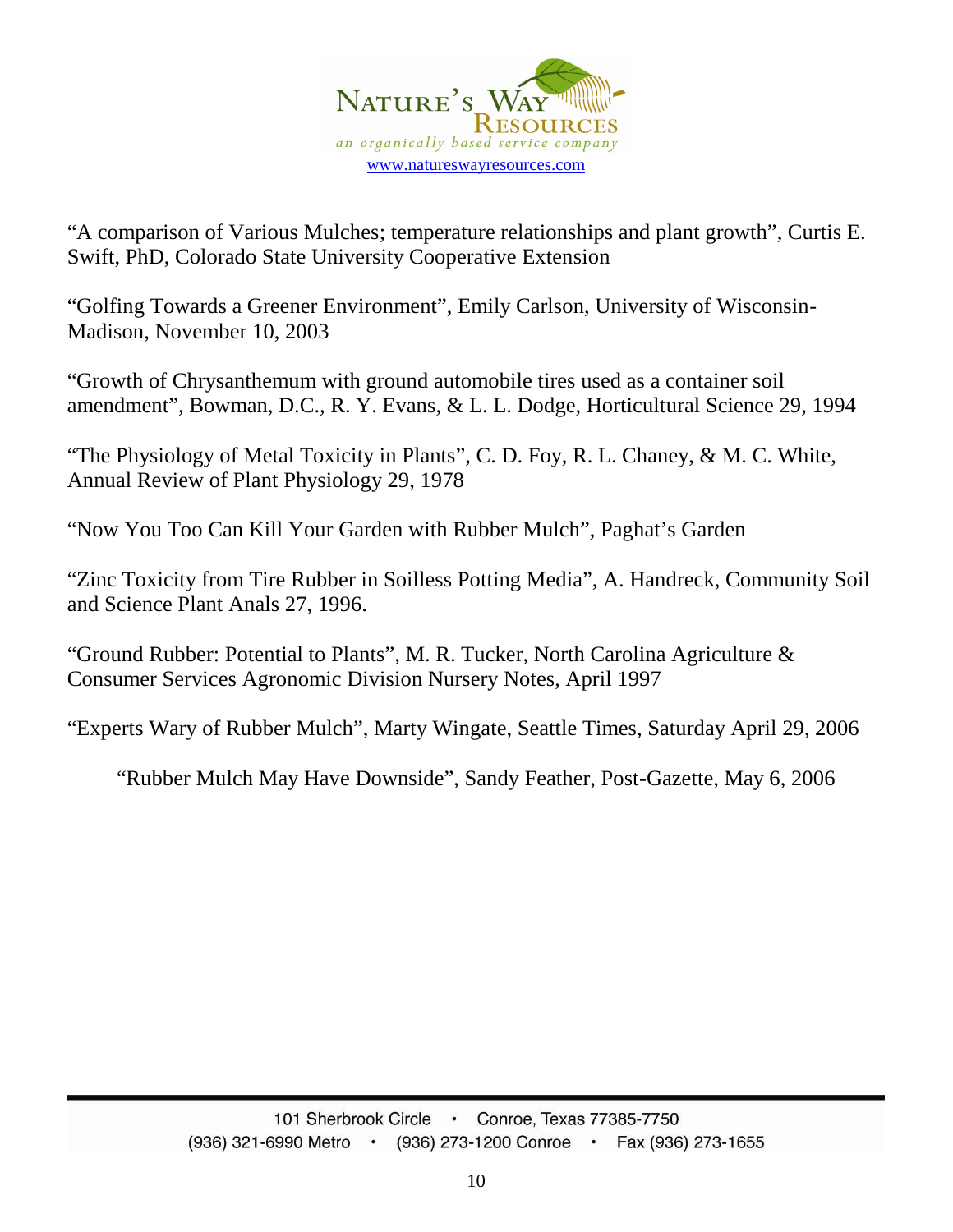"A comparison of Various Mulches; temperature relationships and plant growth", Curtis E. Swift, PhD, Colorado State University Cooperative Extension

"Golfing Towards a Greener Environment", Emily Carlson, University of Wisconsin-Madison, November 10, 2003

"Growth of Chrysanthemum with ground automobile tires used as a container soil amendment", Bowman, D.C., R. Y. Evans, & L. L. Dodge, Horticultural Science 29, 1994

"The Physiology of Metal Toxicity in Plants", C. D. Foy, R. L. Chaney, & M. C. White, Annual Review of Plant Physiology 29, 1978

"Now You Too Can Kill Your Garden with Rubber Mulch", Paghat's Garden

"Zinc Toxicity from Tire Rubber in Soilless Potting Media", A. Handreck, Community Soil and Science Plant Anals 27, 1996.

"Ground Rubber: Potential to Plants", M. R. Tucker, North Carolina Agriculture & Consumer Services Agronomic Division Nursery Notes, April 1997

"Experts Wary of Rubber Mulch", Marty Wingate, Seattle Times, Saturday April 29, 2006

"Rubber Mulch May Have Downside", Sandy Feather, Post-Gazette, May 6, 2006